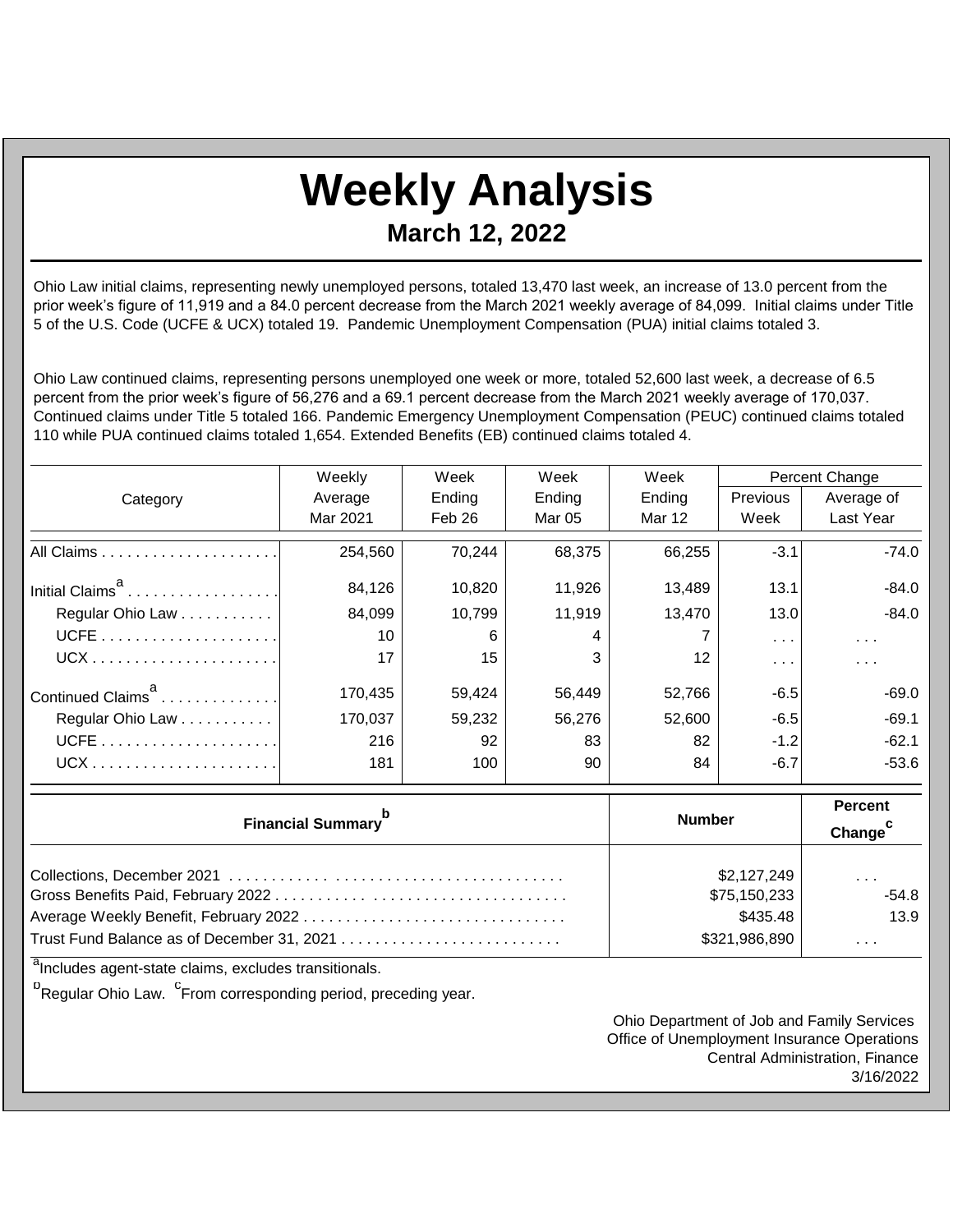# Weekly Analysis

## March 12, 2022

Ohio Law initial claims, representing newly unemployed persons, totaled 13,470 last week, an increase of 13.0 percent from the prior week's figure of 11,919 and a 84.0 percent decrease from the March 2021 weekly average of 84,099. Initial claims under Title 5 of the U.S. Code (UCFE & UCX) totaled 19. Pandemic Unemployment Compensation (PUA) initial claims totaled 3.

Ohio Law continued claims, representing persons unemployed one week or more, totaled 52,600 last week, a decrease of 6.5 percent from the prior week's figure of 56,276 and a 69.1 percent decrease from the March 2021 weekly average of 170,037. Continued claims under Title 5 totaled 166. Pandemic Emergency Unemployment Compensation (PEUC) continued claims totaled 110 while PUA continued claims totaled 1,654. Extended Benefits (EB) continued claims totaled 4.

| Category | Weekly Average Mar 2021 | Week Ending Feb 26 | Week Ending Mar 05 | Week Ending Mar 12 | Percent Change Previous Week | Percent Change Average of Last Year |
|---|---|---|---|---|---|---|
| All Claims | 254,560 | 70,244 | 68,375 | 66,255 | -3.1 | -74.0 |
| Initial Claims[a] | 84,126 | 10,820 | 11,926 | 13,489 | 13.1 | -84.0 |
| Regular Ohio Law | 84,099 | 10,799 | 11,919 | 13,470 | 13.0 | -84.0 |
| UCFE | 10 | 6 | 4 | 7 | . . . | . . . |
| UCX | 17 | 15 | 3 | 12 | . . . | . . . |
| Continued Claims[a] | 170,435 | 59,424 | 56,449 | 52,766 | -6.5 | -69.0 |
| Regular Ohio Law | 170,037 | 59,232 | 56,276 | 52,600 | -6.5 | -69.1 |
| UCFE | 216 | 92 | 83 | 82 | -1.2 | -62.1 |
| UCX | 181 | 100 | 90 | 84 | -6.7 | -53.6 |

| Financial Summary[b] | Number | Percent Change[c] |
|---|---|---|
| Collections, December 2021 | $2,127,249 | . . . |
| Gross Benefits Paid, February 2022 | $75,150,233 | -54.8 |
| Average Weekly Benefit, February 2022 | $435.48 | 13.9 |
| Trust Fund Balance as of December 31, 2021 | $321,986,890 | . . . |

[a]Includes agent-state claims, excludes transitionals.

[b]Regular Ohio Law. [c]From corresponding period, preceding year.

Ohio Department of Job and Family Services
Office of Unemployment Insurance Operations
Central Administration, Finance
3/16/2022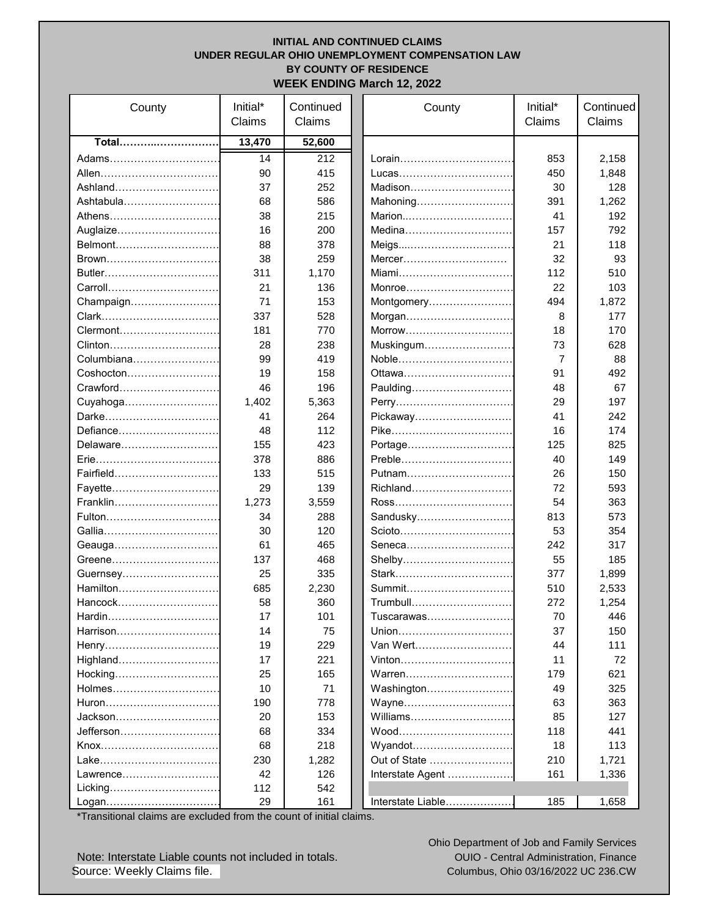**INITIAL AND CONTINUED CLAIMS**
**UNDER REGULAR OHIO UNEMPLOYMENT COMPENSATION LAW**
**BY COUNTY OF RESIDENCE**
**WEEK ENDING March 12, 2022**

| County | Initial* Claims | Continued Claims | County | Initial* Claims | Continued Claims |
|---|---|---|---|---|---|
| **Total** | **13,470** | **52,600** | | | |
| Adams | 14 | 212 | Lorain | 853 | 2,158 |
| Allen | 90 | 415 | Lucas | 450 | 1,848 |
| Ashland | 37 | 252 | Madison | 30 | 128 |
| Ashtabula | 68 | 586 | Mahoning | 391 | 1,262 |
| Athens | 38 | 215 | Marion | 41 | 192 |
| Auglaize | 16 | 200 | Medina | 157 | 792 |
| Belmont | 88 | 378 | Meigs | 21 | 118 |
| Brown | 38 | 259 | Mercer | 32 | 93 |
| Butler | 311 | 1,170 | Miami | 112 | 510 |
| Carroll | 21 | 136 | Monroe | 22 | 103 |
| Champaign | 71 | 153 | Montgomery | 494 | 1,872 |
| Clark | 337 | 528 | Morgan | 8 | 177 |
| Clermont | 181 | 770 | Morrow | 18 | 170 |
| Clinton | 28 | 238 | Muskingum | 73 | 628 |
| Columbiana | 99 | 419 | Noble | 7 | 88 |
| Coshocton | 19 | 158 | Ottawa | 91 | 492 |
| Crawford | 46 | 196 | Paulding | 48 | 67 |
| Cuyahoga | 1,402 | 5,363 | Perry | 29 | 197 |
| Darke | 41 | 264 | Pickaway | 41 | 242 |
| Defiance | 48 | 112 | Pike | 16 | 174 |
| Delaware | 155 | 423 | Portage | 125 | 825 |
| Erie | 378 | 886 | Preble | 40 | 149 |
| Fairfield | 133 | 515 | Putnam | 26 | 150 |
| Fayette | 29 | 139 | Richland | 72 | 593 |
| Franklin | 1,273 | 3,559 | Ross | 54 | 363 |
| Fulton | 34 | 288 | Sandusky | 813 | 573 |
| Gallia | 30 | 120 | Scioto | 53 | 354 |
| Geauga | 61 | 465 | Seneca | 242 | 317 |
| Greene | 137 | 468 | Shelby | 55 | 185 |
| Guernsey | 25 | 335 | Stark | 377 | 1,899 |
| Hamilton | 685 | 2,230 | Summit | 510 | 2,533 |
| Hancock | 58 | 360 | Trumbull | 272 | 1,254 |
| Hardin | 17 | 101 | Tuscarawas | 70 | 446 |
| Harrison | 14 | 75 | Union | 37 | 150 |
| Henry | 19 | 229 | Van Wert | 44 | 111 |
| Highland | 17 | 221 | Vinton | 11 | 72 |
| Hocking | 25 | 165 | Warren | 179 | 621 |
| Holmes | 10 | 71 | Washington | 49 | 325 |
| Huron | 190 | 778 | Wayne | 63 | 363 |
| Jackson | 20 | 153 | Williams | 85 | 127 |
| Jefferson | 68 | 334 | Wood | 118 | 441 |
| Knox | 68 | 218 | Wyandot | 18 | 113 |
| Lake | 230 | 1,282 | Out of State | 210 | 1,721 |
| Lawrence | 42 | 126 | Interstate Agent | 161 | 1,336 |
| Licking | 112 | 542 | | | |
| Logan | 29 | 161 | Interstate Liable | 185 | 1,658 |

*Transitional claims are excluded from the count of initial claims.

Note: Interstate Liable counts not included in totals.
Source: Weekly Claims file.

Ohio Department of Job and Family Services
OUIO - Central Administration, Finance
Columbus, Ohio 03/16/2022 UC 236.CW